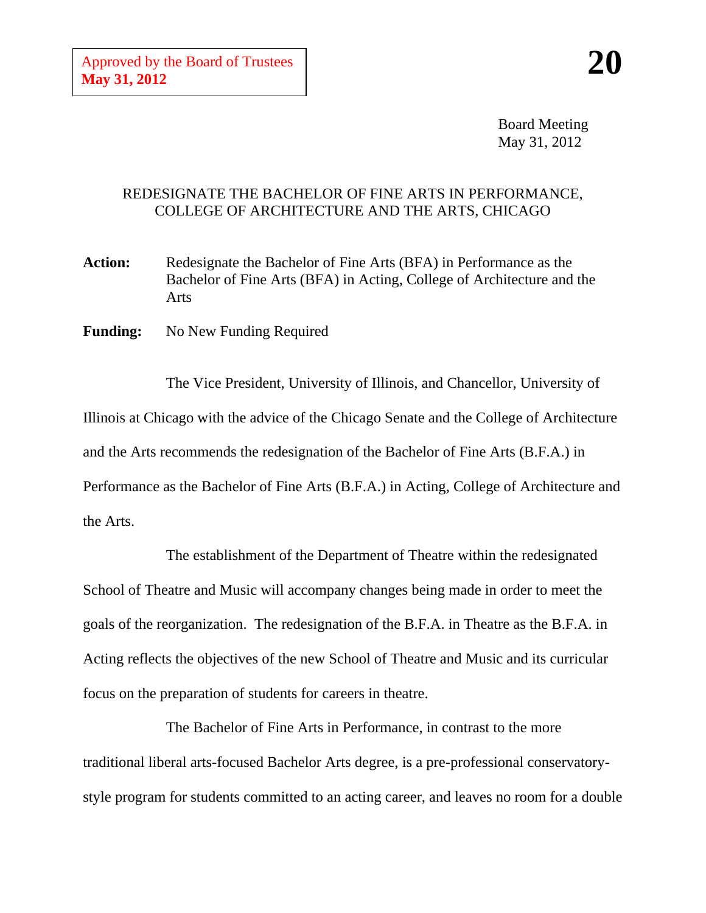Approved by the Board of Trustees
**May 31, 2012**

**20**

Board Meeting
May 31, 2012

REDESIGNATE THE BACHELOR OF FINE ARTS IN PERFORMANCE, COLLEGE OF ARCHITECTURE AND THE ARTS, CHICAGO

**Action:** Redesignate the Bachelor of Fine Arts (BFA) in Performance as the Bachelor of Fine Arts (BFA) in Acting, College of Architecture and the Arts

**Funding:** No New Funding Required

The Vice President, University of Illinois, and Chancellor, University of Illinois at Chicago with the advice of the Chicago Senate and the College of Architecture and the Arts recommends the redesignation of the Bachelor of Fine Arts (B.F.A.) in Performance as the Bachelor of Fine Arts (B.F.A.) in Acting, College of Architecture and the Arts.

The establishment of the Department of Theatre within the redesignated School of Theatre and Music will accompany changes being made in order to meet the goals of the reorganization. The redesignation of the B.F.A. in Theatre as the B.F.A. in Acting reflects the objectives of the new School of Theatre and Music and its curricular focus on the preparation of students for careers in theatre.

The Bachelor of Fine Arts in Performance, in contrast to the more traditional liberal arts-focused Bachelor Arts degree, is a pre-professional conservatory-style program for students committed to an acting career, and leaves no room for a double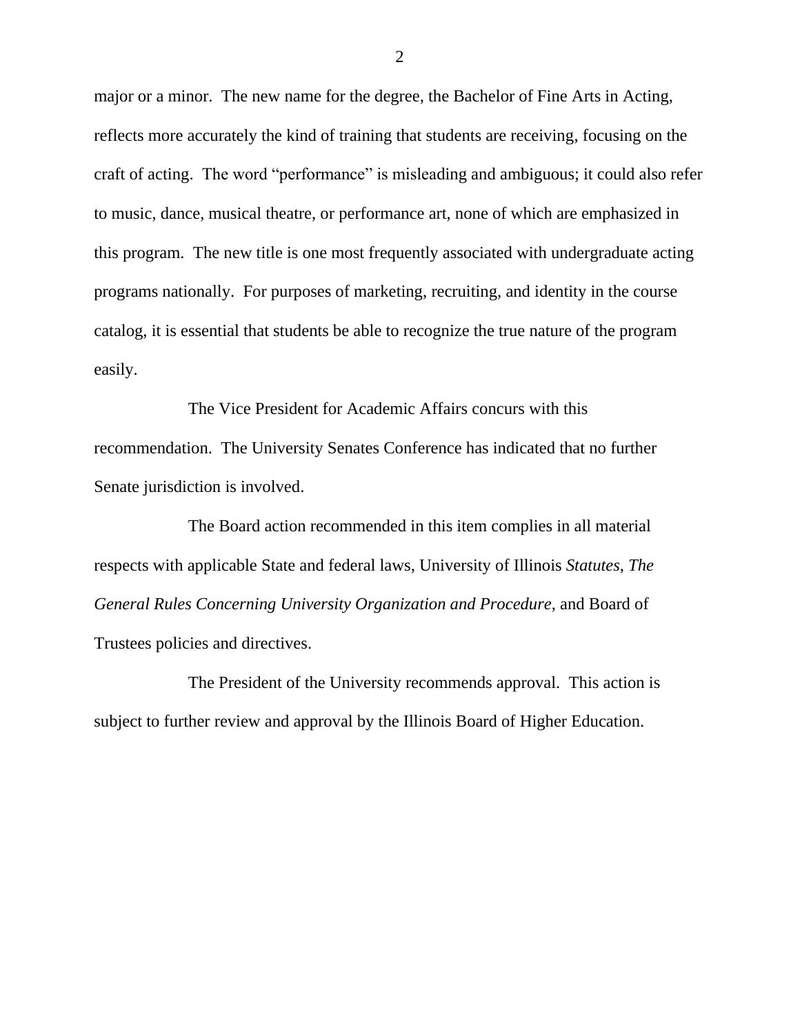major or a minor. The new name for the degree, the Bachelor of Fine Arts in Acting, reflects more accurately the kind of training that students are receiving, focusing on the craft of acting. The word "performance" is misleading and ambiguous; it could also refer to music, dance, musical theatre, or performance art, none of which are emphasized in this program. The new title is one most frequently associated with undergraduate acting programs nationally. For purposes of marketing, recruiting, and identity in the course catalog, it is essential that students be able to recognize the true nature of the program easily.

The Vice President for Academic Affairs concurs with this recommendation. The University Senates Conference has indicated that no further Senate jurisdiction is involved.

The Board action recommended in this item complies in all material respects with applicable State and federal laws, University of Illinois *Statutes*, *The General Rules Concerning University Organization and Procedure*, and Board of Trustees policies and directives.

The President of the University recommends approval. This action is subject to further review and approval by the Illinois Board of Higher Education.